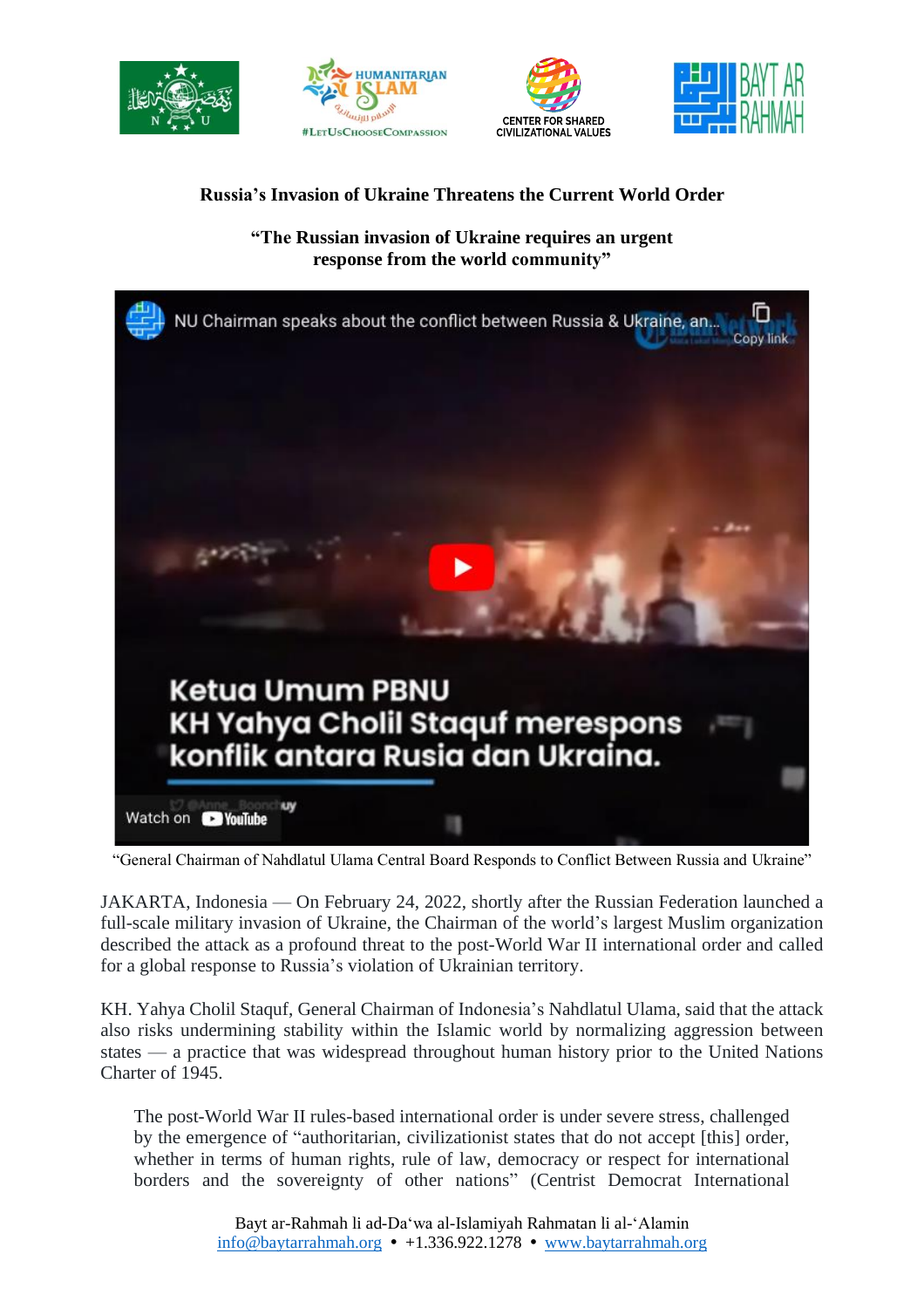# Russia's Invasion of Ukraine Threatens the Current World Order

## "The Russian invasion of Ukraine requires an urgent response from the world community"

"General Chairman of Nahdlatul Ulama Central Board Responds to Conflict Between Russia and Ukraine"

JAKARTA, Indonesia — On February 24, 2022, shortly after the Russian Federation launched a full-scale military invasion of Ukraine, the Chairman of the world's largest Muslim organization described the attack as a profound threat to the post-World War II international order and called for a global response to Russia's violation of Ukrainian territory.

KH. Yahya Cholil Staquf, General Chairman of Indonesia's Nahdlatul Ulama, said that the attack also risks undermining stability within the Islamic world by normalizing aggression between states — a practice that was widespread throughout human history prior to the United Nations Charter of 1945.

> The post-World War II rules-based international order is under severe stress, challenged by the emergence of "authoritarian, civilizationist states that do not accept [this] order, whether in terms of human rights, rule of law, democracy or respect for international borders and the sovereignty of other nations" (Centrist Democrat International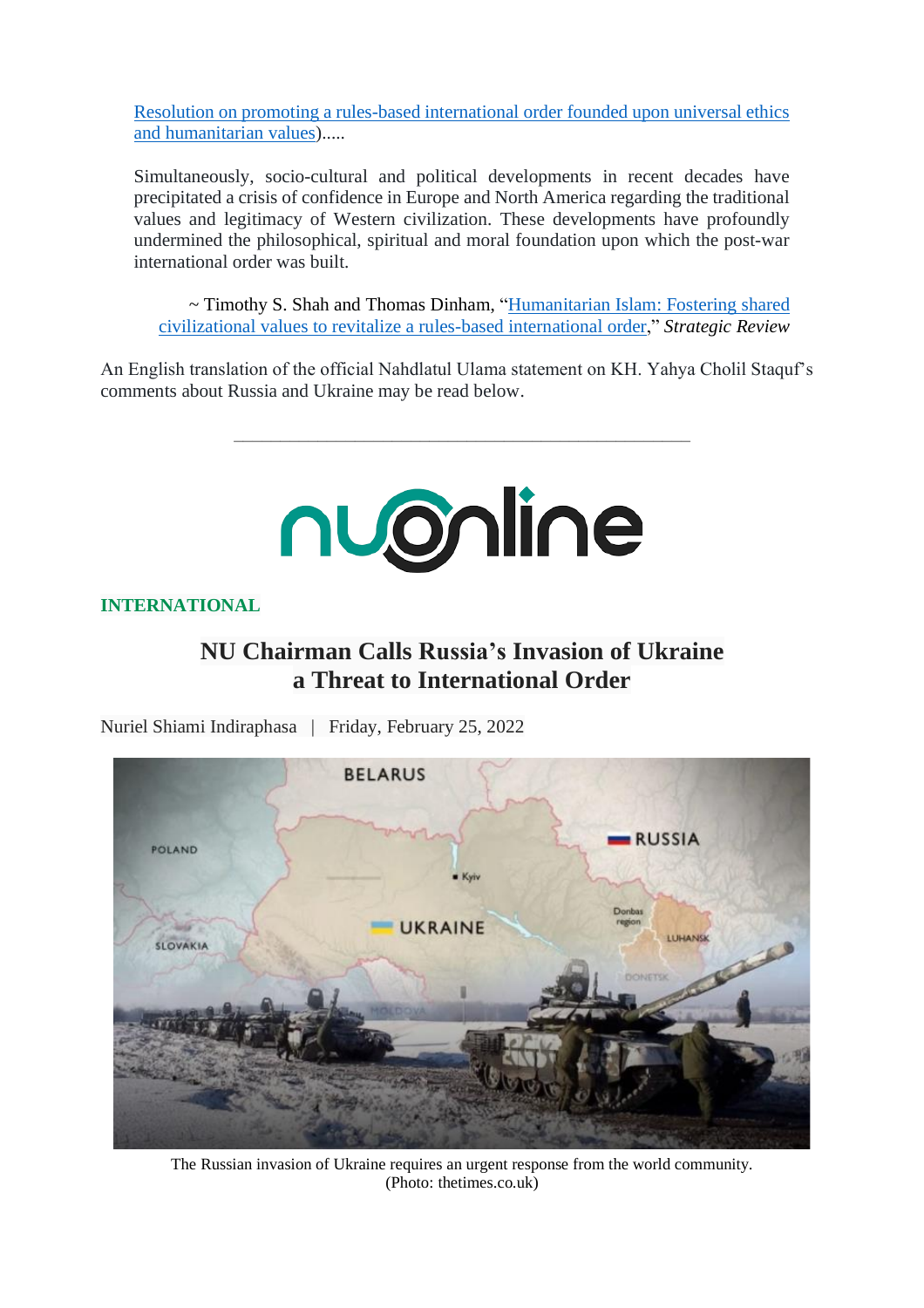[Resolution on promoting a rules-based international order founded upon universal ethics and humanitarian values](#)).....

> Simultaneously, socio-cultural and political developments in recent decades have precipitated a crisis of confidence in Europe and North America regarding the traditional values and legitimacy of Western civilization. These developments have profoundly undermined the philosophical, spiritual and moral foundation upon which the post-war international order was built.
>
> ~ Timothy S. Shah and Thomas Dinham, "[Humanitarian Islam: Fostering shared civilizational values to revitalize a rules-based international order](#)," *Strategic Review*

An English translation of the official Nahdlatul Ulama statement on KH. Yahya Cholil Staquf's comments about Russia and Ukraine may be read below.

---

nuonline

**INTERNATIONAL**

## NU Chairman Calls Russia's Invasion of Ukraine a Threat to International Order

Nuriel Shiami Indiraphasa | Friday, February 25, 2022

The Russian invasion of Ukraine requires an urgent response from the world community. (Photo: thetimes.co.uk)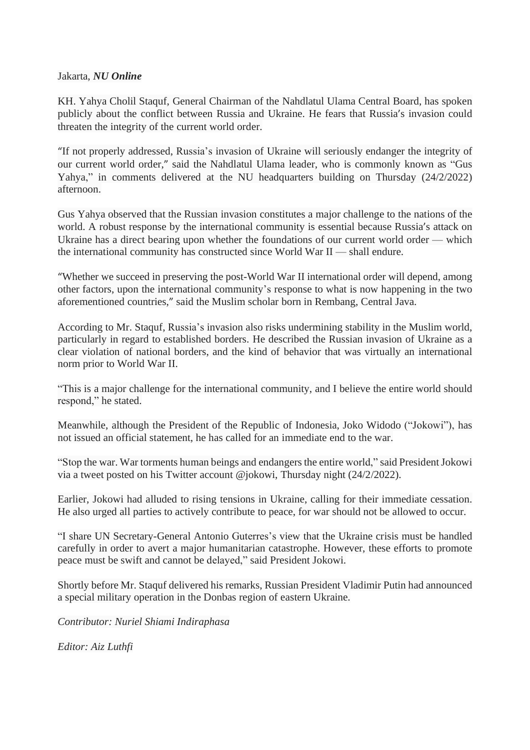Jakarta, ***NU Online***

KH. Yahya Cholil Staquf, General Chairman of the Nahdlatul Ulama Central Board, has spoken publicly about the conflict between Russia and Ukraine. He fears that Russia's invasion could threaten the integrity of the current world order.

"If not properly addressed, Russia's invasion of Ukraine will seriously endanger the integrity of our current world order," said the Nahdlatul Ulama leader, who is commonly known as "Gus Yahya," in comments delivered at the NU headquarters building on Thursday (24/2/2022) afternoon.

Gus Yahya observed that the Russian invasion constitutes a major challenge to the nations of the world. A robust response by the international community is essential because Russia's attack on Ukraine has a direct bearing upon whether the foundations of our current world order — which the international community has constructed since World War II — shall endure.

"Whether we succeed in preserving the post-World War II international order will depend, among other factors, upon the international community's response to what is now happening in the two aforementioned countries," said the Muslim scholar born in Rembang, Central Java.

According to Mr. Staquf, Russia's invasion also risks undermining stability in the Muslim world, particularly in regard to established borders. He described the Russian invasion of Ukraine as a clear violation of national borders, and the kind of behavior that was virtually an international norm prior to World War II.

"This is a major challenge for the international community, and I believe the entire world should respond," he stated.

Meanwhile, although the President of the Republic of Indonesia, Joko Widodo ("Jokowi"), has not issued an official statement, he has called for an immediate end to the war.

"Stop the war. War torments human beings and endangers the entire world," said President Jokowi via a tweet posted on his Twitter account @jokowi, Thursday night (24/2/2022).

Earlier, Jokowi had alluded to rising tensions in Ukraine, calling for their immediate cessation. He also urged all parties to actively contribute to peace, for war should not be allowed to occur.

"I share UN Secretary-General Antonio Guterres's view that the Ukraine crisis must be handled carefully in order to avert a major humanitarian catastrophe. However, these efforts to promote peace must be swift and cannot be delayed," said President Jokowi.

Shortly before Mr. Staquf delivered his remarks, Russian President Vladimir Putin had announced a special military operation in the Donbas region of eastern Ukraine.

*Contributor: Nuriel Shiami Indiraphasa*

*Editor: Aiz Luthfi*